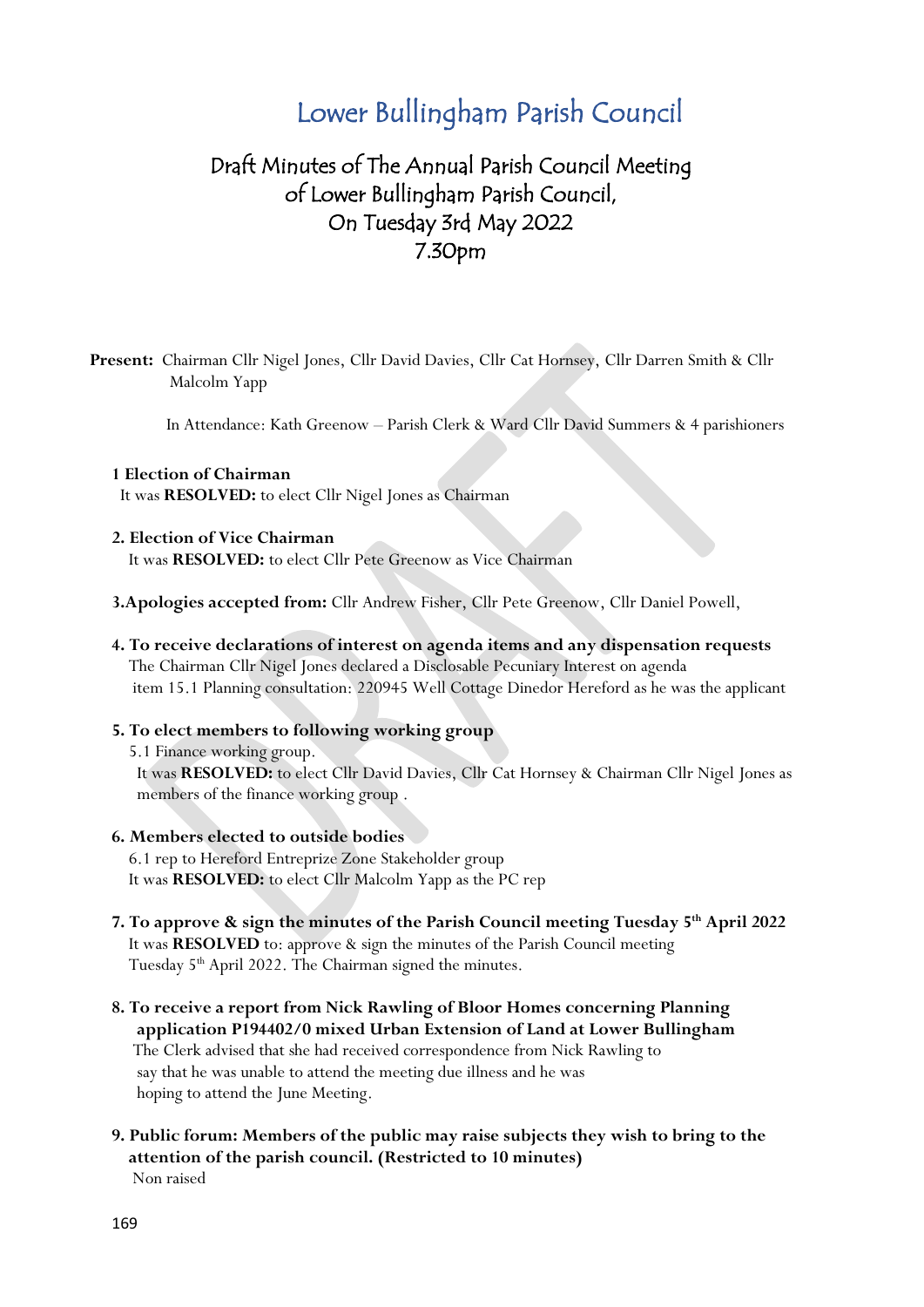# Lower Bullingham Parish Council

## Draft Minutes of The Annual Parish Council Meeting of Lower Bullingham Parish Council, On Tuesday 3rd May 2022 7.30pm

**Present:** Chairman Cllr Nigel Jones, Cllr David Davies, Cllr Cat Hornsey, Cllr Darren Smith & Cllr Malcolm Yapp

In Attendance: Kath Greenow – Parish Clerk & Ward Cllr David Summers & 4 parishioners

**1 Election of Chairman**
It was **RESOLVED:** to elect Cllr Nigel Jones as Chairman

**2. Election of Vice Chairman**
It was **RESOLVED:** to elect Cllr Pete Greenow as Vice Chairman

**3.Apologies accepted from:** Cllr Andrew Fisher, Cllr Pete Greenow, Cllr Daniel Powell,

**4. To receive declarations of interest on agenda items and any dispensation requests**
The Chairman Cllr Nigel Jones declared a Disclosable Pecuniary Interest on agenda item 15.1 Planning consultation: 220945 Well Cottage Dinedor Hereford as he was the applicant

**5. To elect members to following working group**
5.1 Finance working group.
It was **RESOLVED:** to elect Cllr David Davies, Cllr Cat Hornsey & Chairman Cllr Nigel Jones as members of the finance working group .

**6. Members elected to outside bodies**
6.1 rep to Hereford Entreprize Zone Stakeholder group
It was **RESOLVED:** to elect Cllr Malcolm Yapp as the PC rep

**7. To approve & sign the minutes of the Parish Council meeting Tuesday 5th April 2022**
It was **RESOLVED** to: approve & sign the minutes of the Parish Council meeting Tuesday 5th April 2022. The Chairman signed the minutes.

**8. To receive a report from Nick Rawling of Bloor Homes concerning Planning application P194402/0 mixed Urban Extension of Land at Lower Bullingham**
The Clerk advised that she had received correspondence from Nick Rawling to say that he was unable to attend the meeting due illness and he was hoping to attend the June Meeting.

**9. Public forum: Members of the public may raise subjects they wish to bring to the attention of the parish council. (Restricted to 10 minutes)**
Non raised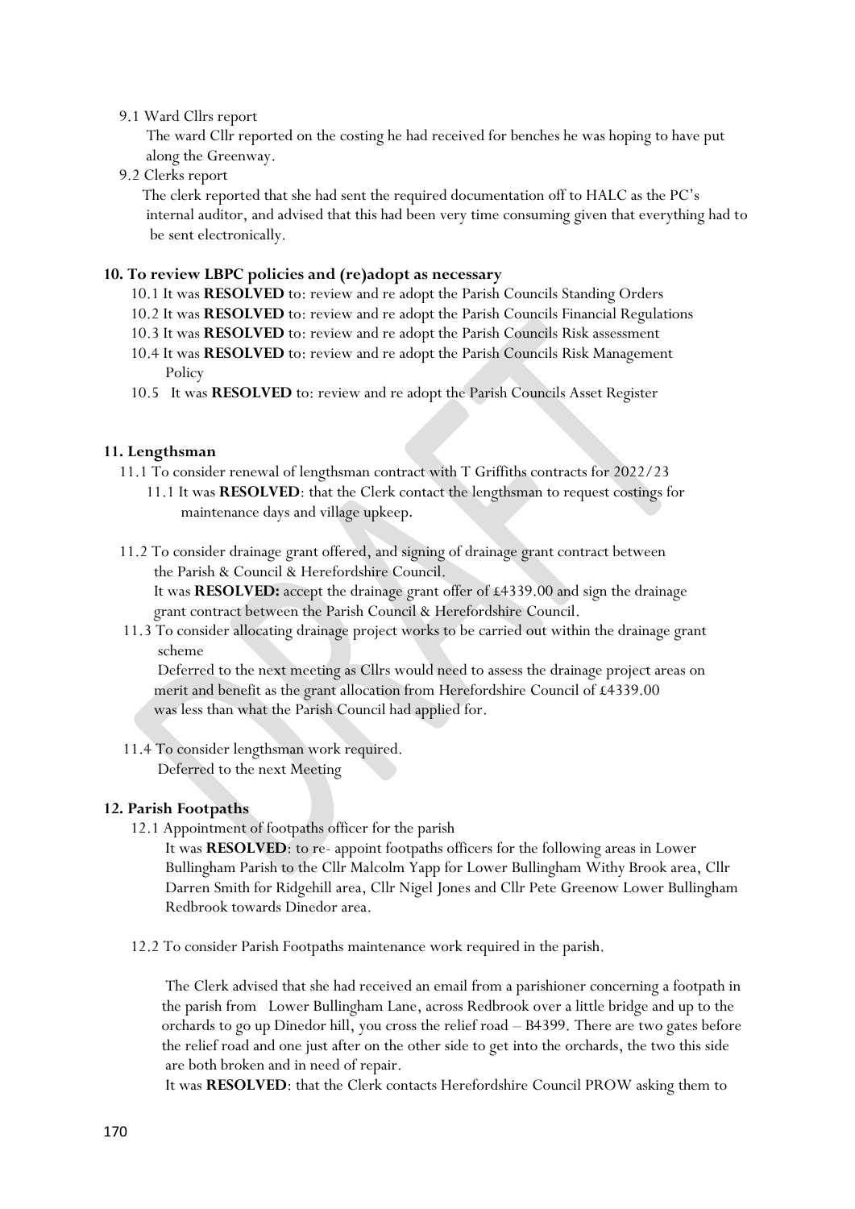9.1 Ward Cllrs report

The ward Cllr reported on the costing he had received for benches he was hoping to have put along the Greenway.

9.2 Clerks report

The clerk reported that she had sent the required documentation off to HALC as the PC's internal auditor, and advised that this had been very time consuming given that everything had to be sent electronically.

**10. To review LBPC policies and (re)adopt as necessary**

10.1 It was **RESOLVED** to: review and re adopt the Parish Councils Standing Orders

10.2 It was **RESOLVED** to: review and re adopt the Parish Councils Financial Regulations

10.3 It was **RESOLVED** to: review and re adopt the Parish Councils Risk assessment

10.4 It was **RESOLVED** to: review and re adopt the Parish Councils Risk Management Policy

10.5 It was **RESOLVED** to: review and re adopt the Parish Councils Asset Register

**11. Lengthsman**

11.1 To consider renewal of lengthsman contract with T Griffiths contracts for 2022/23

11.1 It was **RESOLVED**: that the Clerk contact the lengthsman to request costings for maintenance days and village upkeep.

11.2 To consider drainage grant offered, and signing of drainage grant contract between the Parish & Council & Herefordshire Council.

It was **RESOLVED:** accept the drainage grant offer of £4339.00 and sign the drainage grant contract between the Parish Council & Herefordshire Council.

11.3 To consider allocating drainage project works to be carried out within the drainage grant scheme

Deferred to the next meeting as Cllrs would need to assess the drainage project areas on merit and benefit as the grant allocation from Herefordshire Council of £4339.00 was less than what the Parish Council had applied for.

11.4 To consider lengthsman work required.

Deferred to the next Meeting

**12. Parish Footpaths**

12.1 Appointment of footpaths officer for the parish

It was **RESOLVED**: to re- appoint footpaths officers for the following areas in Lower Bullingham Parish to the Cllr Malcolm Yapp for Lower Bullingham Withy Brook area, Cllr Darren Smith for Ridgehill area, Cllr Nigel Jones and Cllr Pete Greenow Lower Bullingham Redbrook towards Dinedor area.

12.2 To consider Parish Footpaths maintenance work required in the parish.

The Clerk advised that she had received an email from a parishioner concerning a footpath in the parish from Lower Bullingham Lane, across Redbrook over a little bridge and up to the orchards to go up Dinedor hill, you cross the relief road – B4399. There are two gates before the relief road and one just after on the other side to get into the orchards, the two this side are both broken and in need of repair.

It was **RESOLVED**: that the Clerk contacts Herefordshire Council PROW asking them to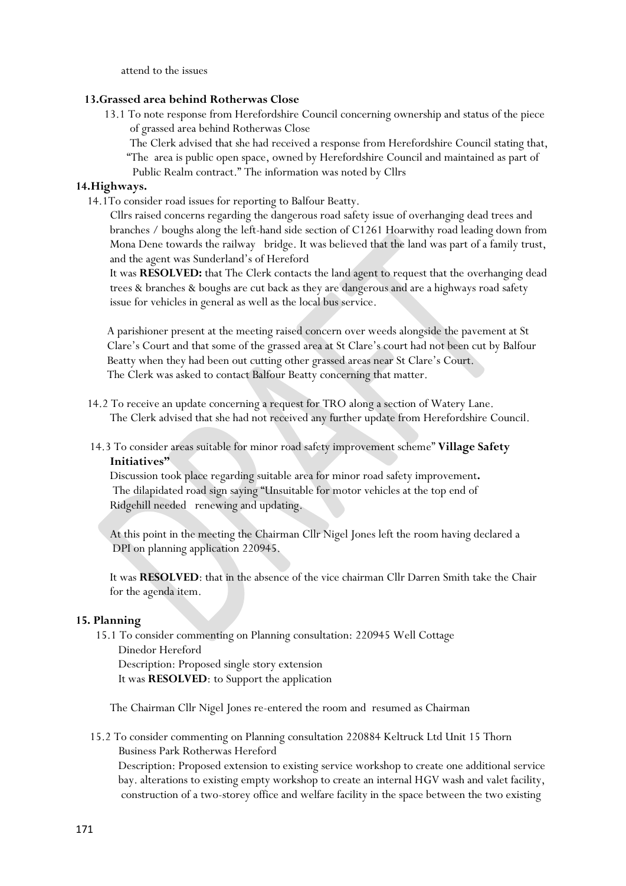attend to the issues

### 13. Grassed area behind Rotherwas Close

13.1 To note response from Herefordshire Council concerning ownership and status of the piece of grassed area behind Rotherwas Close

The Clerk advised that she had received a response from Herefordshire Council stating that, "The area is public open space, owned by Herefordshire Council and maintained as part of Public Realm contract." The information was noted by Cllrs

### 14. Highways.

14.1 To consider road issues for reporting to Balfour Beatty.

Cllrs raised concerns regarding the dangerous road safety issue of overhanging dead trees and branches / boughs along the left-hand side section of C1261 Hoarwithy road leading down from Mona Dene towards the railway bridge. It was believed that the land was part of a family trust, and the agent was Sunderland's of Hereford

It was **RESOLVED:** that The Clerk contacts the land agent to request that the overhanging dead trees & branches & boughs are cut back as they are dangerous and are a highways road safety issue for vehicles in general as well as the local bus service.

A parishioner present at the meeting raised concern over weeds alongside the pavement at St Clare's Court and that some of the grassed area at St Clare's court had not been cut by Balfour Beatty when they had been out cutting other grassed areas near St Clare's Court.
The Clerk was asked to contact Balfour Beatty concerning that matter.

14.2 To receive an update concerning a request for TRO along a section of Watery Lane.
The Clerk advised that she had not received any further update from Herefordshire Council.

14.3 To consider areas suitable for minor road safety improvement scheme" **Village Safety Initiatives"**

Discussion took place regarding suitable area for minor road safety improvement**.**
The dilapidated road sign saying "Unsuitable for motor vehicles at the top end of Ridgehill needed renewing and updating.

At this point in the meeting the Chairman Cllr Nigel Jones left the room having declared a DPI on planning application 220945.

It was **RESOLVED**: that in the absence of the vice chairman Cllr Darren Smith take the Chair for the agenda item.

### 15. Planning

15.1 To consider commenting on Planning consultation: 220945 Well Cottage Dinedor Hereford
Description: Proposed single story extension
It was **RESOLVED**: to Support the application

The Chairman Cllr Nigel Jones re-entered the room and resumed as Chairman

15.2 To consider commenting on Planning consultation 220884 Keltruck Ltd Unit 15 Thorn Business Park Rotherwas Hereford
Description: Proposed extension to existing service workshop to create one additional service bay. alterations to existing empty workshop to create an internal HGV wash and valet facility, construction of a two-storey office and welfare facility in the space between the two existing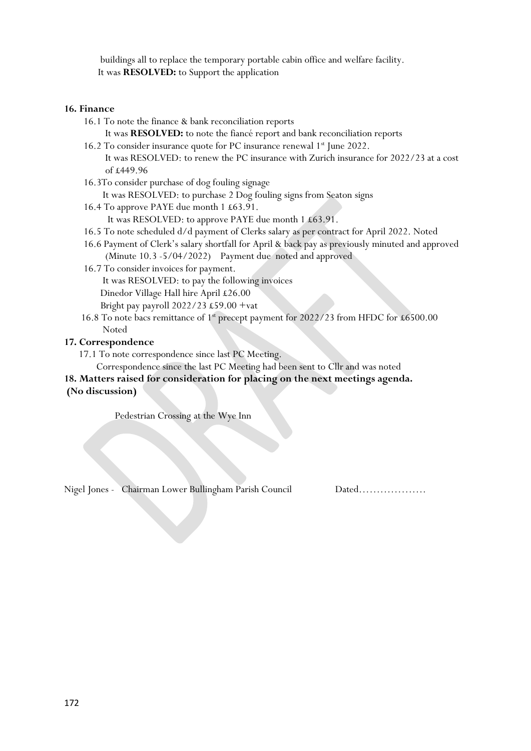buildings all to replace the temporary portable cabin office and welfare facility.
It was **RESOLVED:** to Support the application

**16. Finance**

16.1 To note the finance & bank reconciliation reports
It was **RESOLVED:** to note the fiancé report and bank reconciliation reports

16.2 To consider insurance quote for PC insurance renewal 1st June 2022.
It was RESOLVED: to renew the PC insurance with Zurich insurance for 2022/23 at a cost of £449.96

16.3To consider purchase of dog fouling signage
It was RESOLVED: to purchase 2 Dog fouling signs from Seaton signs

16.4 To approve PAYE due month 1 £63.91.
It was RESOLVED: to approve PAYE due month 1 £63.91.

16.5 To note scheduled d/d payment of Clerks salary as per contract for April 2022. Noted

16.6 Payment of Clerk's salary shortfall for April & back pay as previously minuted and approved (Minute 10.3 -5/04/2022) Payment due noted and approved

16.7 To consider invoices for payment.
It was RESOLVED: to pay the following invoices
Dinedor Village Hall hire April £26.00
Bright pay payroll 2022/23 £59.00 +vat

16.8 To note bacs remittance of 1st precept payment for 2022/23 from HFDC for £6500.00
Noted

**17. Correspondence**

17.1 To note correspondence since last PC Meeting.
Correspondence since the last PC Meeting had been sent to Cllr and was noted

**18. Matters raised for consideration for placing on the next meetings agenda. (No discussion)**

Pedestrian Crossing at the Wye Inn

Nigel Jones - Chairman Lower Bullingham Parish Council Dated……………….